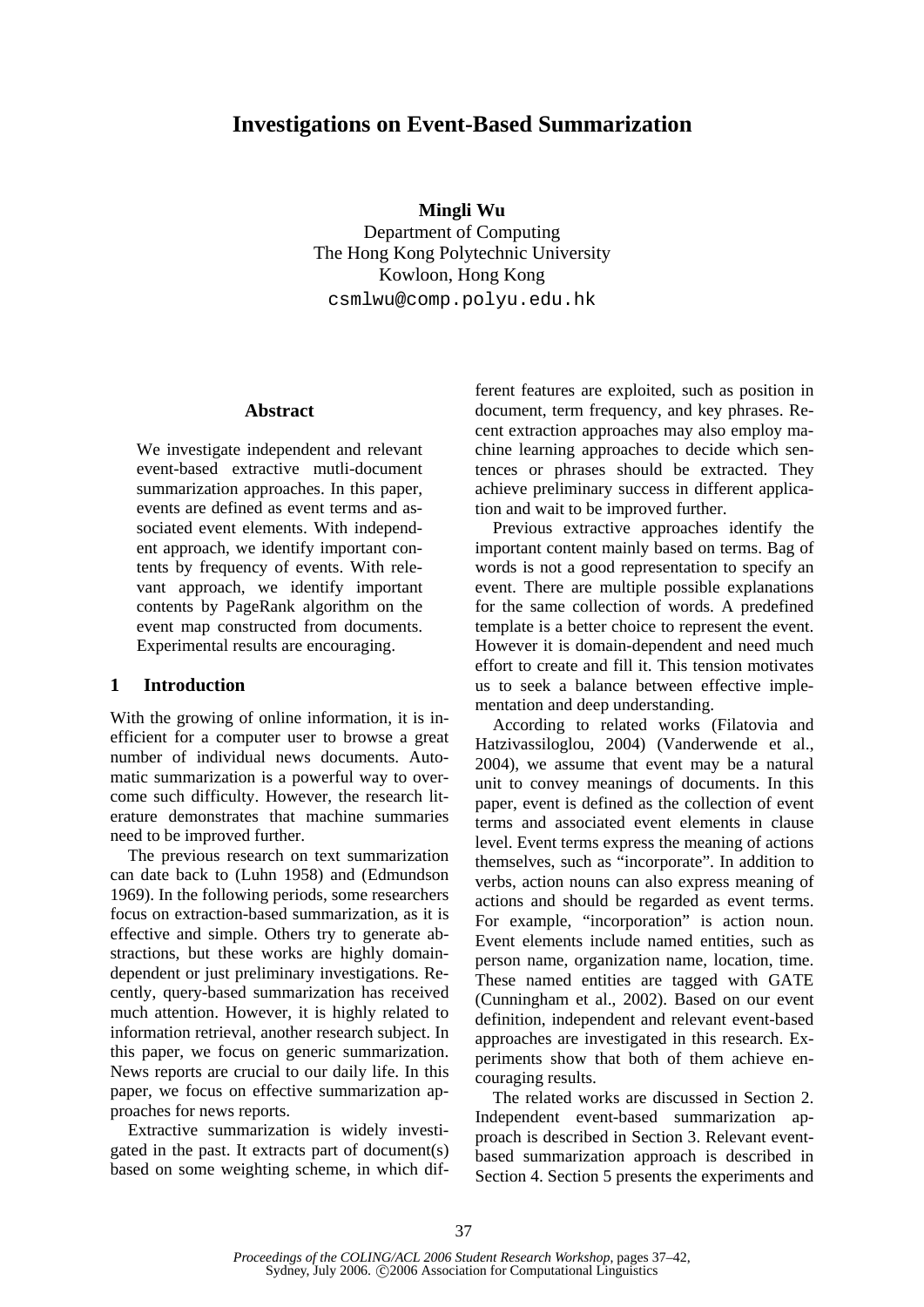# Investigations on Event-Based Summarization

**Mingli Wu**
Department of Computing
The Hong Kong Polytechnic University
Kowloon, Hong Kong
csmlwu@comp.polyu.edu.hk

## Abstract

We investigate independent and relevant event-based extractive mutli-document summarization approaches. In this paper, events are defined as event terms and associated event elements. With independent approach, we identify important contents by frequency of events. With relevant approach, we identify important contents by PageRank algorithm on the event map constructed from documents. Experimental results are encouraging.

## 1 Introduction

With the growing of online information, it is inefficient for a computer user to browse a great number of individual news documents. Automatic summarization is a powerful way to overcome such difficulty. However, the research literature demonstrates that machine summaries need to be improved further.

The previous research on text summarization can date back to (Luhn 1958) and (Edmundson 1969). In the following periods, some researchers focus on extraction-based summarization, as it is effective and simple. Others try to generate abstractions, but these works are highly domain-dependent or just preliminary investigations. Recently, query-based summarization has received much attention. However, it is highly related to information retrieval, another research subject. In this paper, we focus on generic summarization. News reports are crucial to our daily life. In this paper, we focus on effective summarization approaches for news reports.

Extractive summarization is widely investigated in the past. It extracts part of document(s) based on some weighting scheme, in which different features are exploited, such as position in document, term frequency, and key phrases. Recent extraction approaches may also employ machine learning approaches to decide which sentences or phrases should be extracted. They achieve preliminary success in different application and wait to be improved further.

Previous extractive approaches identify the important content mainly based on terms. Bag of words is not a good representation to specify an event. There are multiple possible explanations for the same collection of words. A predefined template is a better choice to represent the event. However it is domain-dependent and need much effort to create and fill it. This tension motivates us to seek a balance between effective implementation and deep understanding.

According to related works (Filatovia and Hatzivassiloglou, 2004) (Vanderwende et al., 2004), we assume that event may be a natural unit to convey meanings of documents. In this paper, event is defined as the collection of event terms and associated event elements in clause level. Event terms express the meaning of actions themselves, such as "incorporate". In addition to verbs, action nouns can also express meaning of actions and should be regarded as event terms. For example, "incorporation" is action noun. Event elements include named entities, such as person name, organization name, location, time. These named entities are tagged with GATE (Cunningham et al., 2002). Based on our event definition, independent and relevant event-based approaches are investigated in this research. Experiments show that both of them achieve encouraging results.

The related works are discussed in Section 2. Independent event-based summarization approach is described in Section 3. Relevant event-based summarization approach is described in Section 4. Section 5 presents the experiments and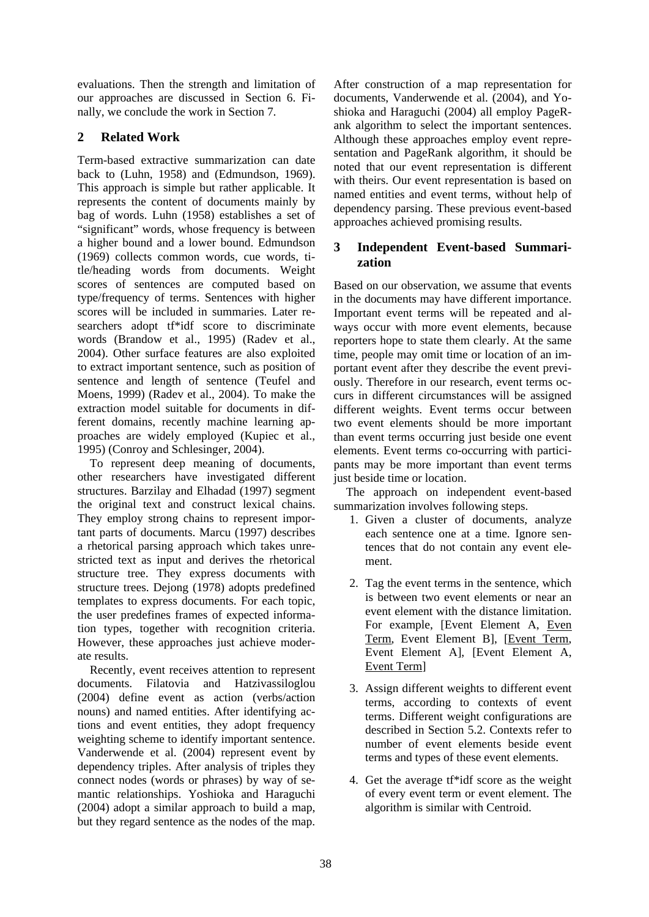evaluations. Then the strength and limitation of our approaches are discussed in Section 6. Finally, we conclude the work in Section 7.

## 2 Related Work

Term-based extractive summarization can date back to (Luhn, 1958) and (Edmundson, 1969). This approach is simple but rather applicable. It represents the content of documents mainly by bag of words. Luhn (1958) establishes a set of "significant" words, whose frequency is between a higher bound and a lower bound. Edmundson (1969) collects common words, cue words, title/heading words from documents. Weight scores of sentences are computed based on type/frequency of terms. Sentences with higher scores will be included in summaries. Later researchers adopt tf*idf score to discriminate words (Brandow et al., 1995) (Radev et al., 2004). Other surface features are also exploited to extract important sentence, such as position of sentence and length of sentence (Teufel and Moens, 1999) (Radev et al., 2004). To make the extraction model suitable for documents in different domains, recently machine learning approaches are widely employed (Kupiec et al., 1995) (Conroy and Schlesinger, 2004).

To represent deep meaning of documents, other researchers have investigated different structures. Barzilay and Elhadad (1997) segment the original text and construct lexical chains. They employ strong chains to represent important parts of documents. Marcu (1997) describes a rhetorical parsing approach which takes unrestricted text as input and derives the rhetorical structure tree. They express documents with structure trees. Dejong (1978) adopts predefined templates to express documents. For each topic, the user predefines frames of expected information types, together with recognition criteria. However, these approaches just achieve moderate results.

Recently, event receives attention to represent documents. Filatovia and Hatzivassiloglou (2004) define event as action (verbs/action nouns) and named entities. After identifying actions and event entities, they adopt frequency weighting scheme to identify important sentence. Vanderwende et al. (2004) represent event by dependency triples. After analysis of triples they connect nodes (words or phrases) by way of semantic relationships. Yoshioka and Haraguchi (2004) adopt a similar approach to build a map, but they regard sentence as the nodes of the map. After construction of a map representation for documents, Vanderwende et al. (2004), and Yoshioka and Haraguchi (2004) all employ PageRank algorithm to select the important sentences. Although these approaches employ event representation and PageRank algorithm, it should be noted that our event representation is different with theirs. Our event representation is based on named entities and event terms, without help of dependency parsing. These previous event-based approaches achieved promising results.

## 3 Independent Event-based Summarization

Based on our observation, we assume that events in the documents may have different importance. Important event terms will be repeated and always occur with more event elements, because reporters hope to state them clearly. At the same time, people may omit time or location of an important event after they describe the event previously. Therefore in our research, event terms occurs in different circumstances will be assigned different weights. Event terms occur between two event elements should be more important than event terms occurring just beside one event elements. Event terms co-occurring with participants may be more important than event terms just beside time or location.

The approach on independent event-based summarization involves following steps.

1. Given a cluster of documents, analyze each sentence one at a time. Ignore sentences that do not contain any event element.

2. Tag the event terms in the sentence, which is between two event elements or near an event element with the distance limitation. For example, [Event Element A, Even Term, Event Element B], [Event Term, Event Element A], [Event Element A, Event Term]

3. Assign different weights to different event terms, according to contexts of event terms. Different weight configurations are described in Section 5.2. Contexts refer to number of event elements beside event terms and types of these event elements.

4. Get the average tf*idf score as the weight of every event term or event element. The algorithm is similar with Centroid.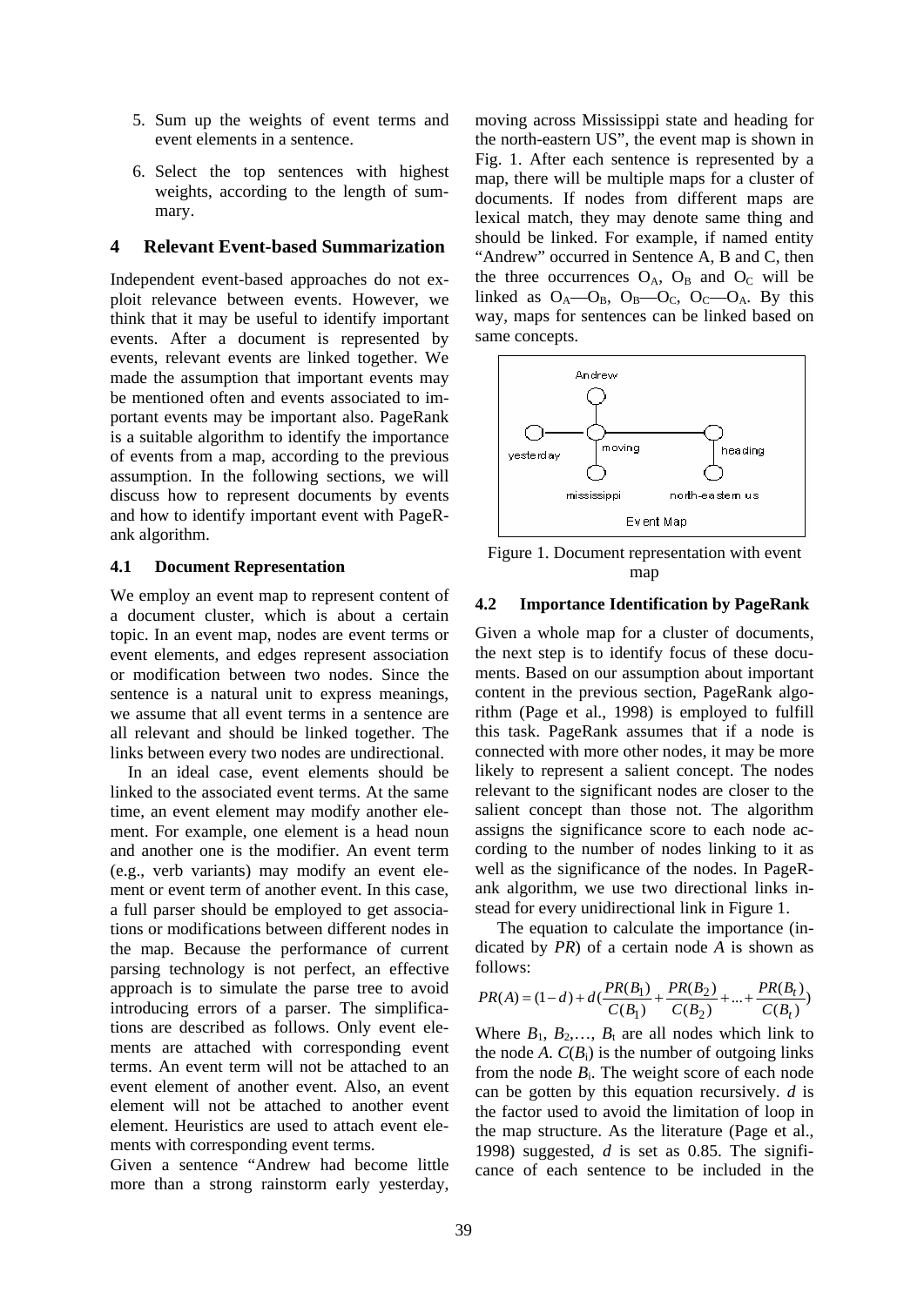5. Sum up the weights of event terms and event elements in a sentence.

6. Select the top sentences with highest weights, according to the length of summary.

## 4 Relevant Event-based Summarization

Independent event-based approaches do not exploit relevance between events. However, we think that it may be useful to identify important events. After a document is represented by events, relevant events are linked together. We made the assumption that important events may be mentioned often and events associated to important events may be important also. PageRank is a suitable algorithm to identify the importance of events from a map, according to the previous assumption. In the following sections, we will discuss how to represent documents by events and how to identify important event with PageRank algorithm.

### 4.1 Document Representation

We employ an event map to represent content of a document cluster, which is about a certain topic. In an event map, nodes are event terms or event elements, and edges represent association or modification between two nodes. Since the sentence is a natural unit to express meanings, we assume that all event terms in a sentence are all relevant and should be linked together. The links between every two nodes are undirectional.

In an ideal case, event elements should be linked to the associated event terms. At the same time, an event element may modify another element. For example, one element is a head noun and another one is the modifier. An event term (e.g., verb variants) may modify an event element or event term of another event. In this case, a full parser should be employed to get associations or modifications between different nodes in the map. Because the performance of current parsing technology is not perfect, an effective approach is to simulate the parse tree to avoid introducing errors of a parser. The simplifications are described as follows. Only event elements are attached with corresponding event terms. An event term will not be attached to an event element of another event. Also, an event element will not be attached to another event element. Heuristics are used to attach event elements with corresponding event terms.

Given a sentence "Andrew had become little more than a strong rainstorm early yesterday, moving across Mississippi state and heading for the north-eastern US", the event map is shown in Fig. 1. After each sentence is represented by a map, there will be multiple maps for a cluster of documents. If nodes from different maps are lexical match, they may denote same thing and should be linked. For example, if named entity "Andrew" occurred in Sentence A, B and C, then the three occurrences $O_A$, $O_B$ and $O_C$ will be linked as $O_A$—$O_B$, $O_B$—$O_C$, $O_C$—$O_A$. By this way, maps for sentences can be linked based on same concepts.

Figure 1. Document representation with event map

### 4.2 Importance Identification by PageRank

Given a whole map for a cluster of documents, the next step is to identify focus of these documents. Based on our assumption about important content in the previous section, PageRank algorithm (Page et al., 1998) is employed to fulfill this task. PageRank assumes that if a node is connected with more other nodes, it may be more likely to represent a salient concept. The nodes relevant to the significant nodes are closer to the salient concept than those not. The algorithm assigns the significance score to each node according to the number of nodes linking to it as well as the significance of the nodes. In PageRank algorithm, we use two directional links instead for every unidirectional link in Figure 1.

The equation to calculate the importance (indicated by *PR*) of a certain node *A* is shown as follows:

$$PR(A) = (1-d) + d\left(\frac{PR(B_1)}{C(B_1)} + \frac{PR(B_2)}{C(B_2)} + \ldots + \frac{PR(B_t)}{C(B_t)}\right)$$

Where $B_1$, $B_2$,…, $B_t$ are all nodes which link to the node *A*. $C(B_i)$ is the number of outgoing links from the node $B_i$. The weight score of each node can be gotten by this equation recursively. *d* is the factor used to avoid the limitation of loop in the map structure. As the literature (Page et al., 1998) suggested, *d* is set as 0.85. The significance of each sentence to be included in the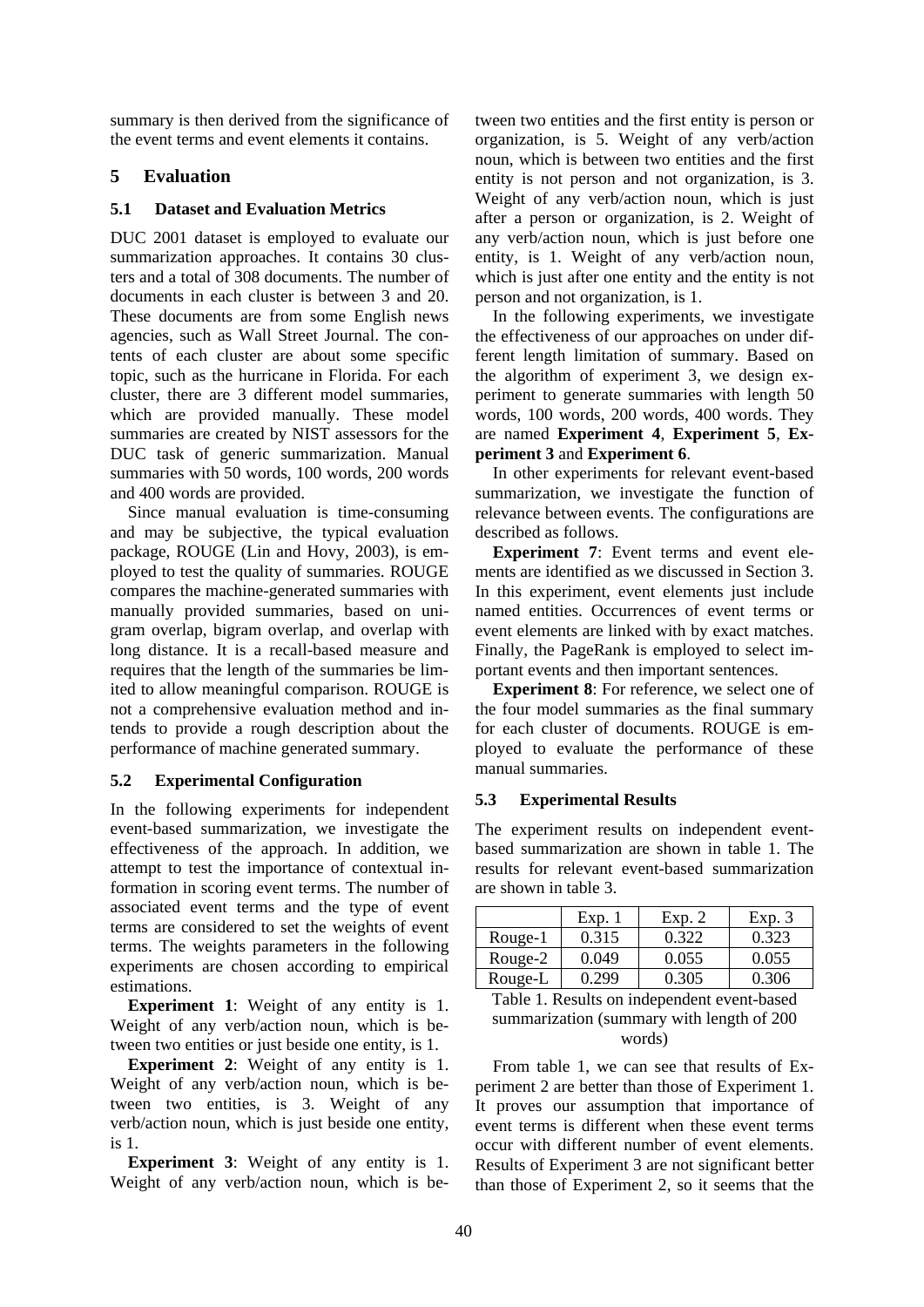summary is then derived from the significance of the event terms and event elements it contains.

## 5 Evaluation

### 5.1 Dataset and Evaluation Metrics

DUC 2001 dataset is employed to evaluate our summarization approaches. It contains 30 clusters and a total of 308 documents. The number of documents in each cluster is between 3 and 20. These documents are from some English news agencies, such as Wall Street Journal. The contents of each cluster are about some specific topic, such as the hurricane in Florida. For each cluster, there are 3 different model summaries, which are provided manually. These model summaries are created by NIST assessors for the DUC task of generic summarization. Manual summaries with 50 words, 100 words, 200 words and 400 words are provided.

Since manual evaluation is time-consuming and may be subjective, the typical evaluation package, ROUGE (Lin and Hovy, 2003), is employed to test the quality of summaries. ROUGE compares the machine-generated summaries with manually provided summaries, based on unigram overlap, bigram overlap, and overlap with long distance. It is a recall-based measure and requires that the length of the summaries be limited to allow meaningful comparison. ROUGE is not a comprehensive evaluation method and intends to provide a rough description about the performance of machine generated summary.

### 5.2 Experimental Configuration

In the following experiments for independent event-based summarization, we investigate the effectiveness of the approach. In addition, we attempt to test the importance of contextual information in scoring event terms. The number of associated event terms and the type of event terms are considered to set the weights of event terms. The weights parameters in the following experiments are chosen according to empirical estimations.

**Experiment 1**: Weight of any entity is 1. Weight of any verb/action noun, which is between two entities or just beside one entity, is 1.

**Experiment 2**: Weight of any entity is 1. Weight of any verb/action noun, which is between two entities, is 3. Weight of any verb/action noun, which is just beside one entity, is 1.

**Experiment 3**: Weight of any entity is 1. Weight of any verb/action noun, which is between two entities and the first entity is person or organization, is 5. Weight of any verb/action noun, which is between two entities and the first entity is not person and not organization, is 3. Weight of any verb/action noun, which is just after a person or organization, is 2. Weight of any verb/action noun, which is just before one entity, is 1. Weight of any verb/action noun, which is just after one entity and the entity is not person and not organization, is 1.

In the following experiments, we investigate the effectiveness of our approaches on under different length limitation of summary. Based on the algorithm of experiment 3, we design experiment to generate summaries with length 50 words, 100 words, 200 words, 400 words. They are named **Experiment 4**, **Experiment 5**, **Experiment 3** and **Experiment 6**.

In other experiments for relevant event-based summarization, we investigate the function of relevance between events. The configurations are described as follows.

**Experiment 7**: Event terms and event elements are identified as we discussed in Section 3. In this experiment, event elements just include named entities. Occurrences of event terms or event elements are linked with by exact matches. Finally, the PageRank is employed to select important events and then important sentences.

**Experiment 8**: For reference, we select one of the four model summaries as the final summary for each cluster of documents. ROUGE is employed to evaluate the performance of these manual summaries.

### 5.3 Experimental Results

The experiment results on independent event-based summarization are shown in table 1. The results for relevant event-based summarization are shown in table 3.

| | Exp. 1 | Exp. 2 | Exp. 3 |
|---|---|---|---|
| Rouge-1 | 0.315 | 0.322 | 0.323 |
| Rouge-2 | 0.049 | 0.055 | 0.055 |
| Rouge-L | 0.299 | 0.305 | 0.306 |

Table 1. Results on independent event-based summarization (summary with length of 200 words)

From table 1, we can see that results of Experiment 2 are better than those of Experiment 1. It proves our assumption that importance of event terms is different when these event terms occur with different number of event elements. Results of Experiment 3 are not significant better than those of Experiment 2, so it seems that the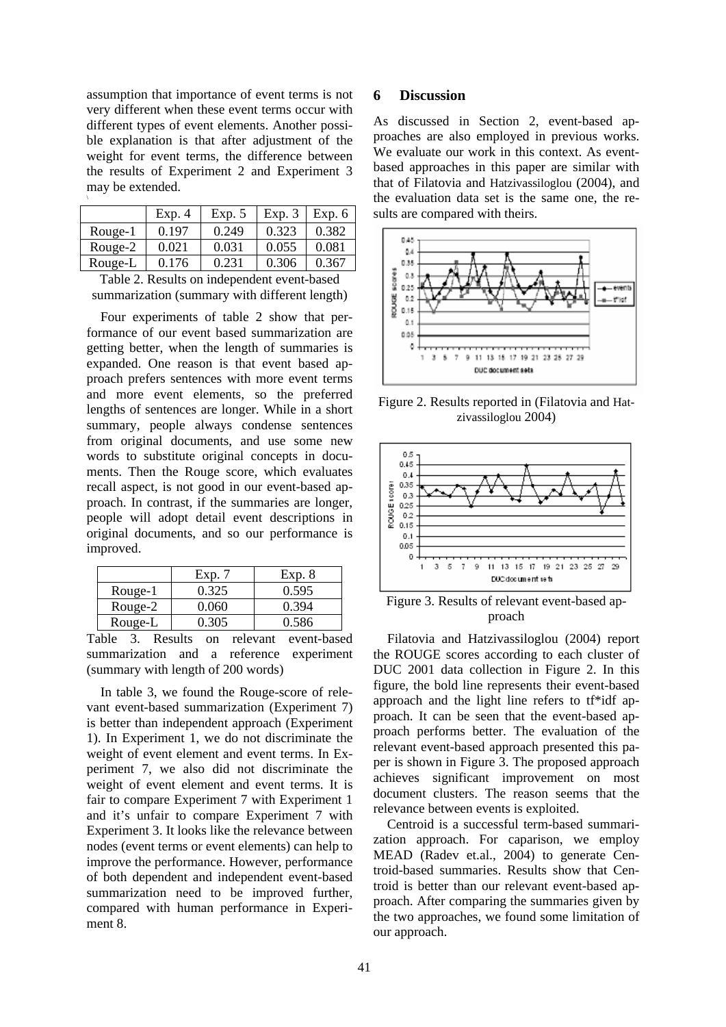assumption that importance of event terms is not very different when these event terms occur with different types of event elements. Another possible explanation is that after adjustment of the weight for event terms, the difference between the results of Experiment 2 and Experiment 3 may be extended.

| | Exp. 4 | Exp. 5 | Exp. 3 | Exp. 6 |
|---|---|---|---|---|
| Rouge-1 | 0.197 | 0.249 | 0.323 | 0.382 |
| Rouge-2 | 0.021 | 0.031 | 0.055 | 0.081 |
| Rouge-L | 0.176 | 0.231 | 0.306 | 0.367 |

Table 2. Results on independent event-based summarization (summary with different length)

Four experiments of table 2 show that performance of our event based summarization are getting better, when the length of summaries is expanded. One reason is that event based approach prefers sentences with more event terms and more event elements, so the preferred lengths of sentences are longer. While in a short summary, people always condense sentences from original documents, and use some new words to substitute original concepts in documents. Then the Rouge score, which evaluates recall aspect, is not good in our event-based approach. In contrast, if the summaries are longer, people will adopt detail event descriptions in original documents, and so our performance is improved.

| | Exp. 7 | Exp. 8 |
|---|---|---|
| Rouge-1 | 0.325 | 0.595 |
| Rouge-2 | 0.060 | 0.394 |
| Rouge-L | 0.305 | 0.586 |

Table 3. Results on relevant event-based summarization and a reference experiment (summary with length of 200 words)

In table 3, we found the Rouge-score of relevant event-based summarization (Experiment 7) is better than independent approach (Experiment 1). In Experiment 1, we do not discriminate the weight of event element and event terms. In Experiment 7, we also did not discriminate the weight of event element and event terms. It is fair to compare Experiment 7 with Experiment 1 and it's unfair to compare Experiment 7 with Experiment 3. It looks like the relevance between nodes (event terms or event elements) can help to improve the performance. However, performance of both dependent and independent event-based summarization need to be improved further, compared with human performance in Experiment 8.

## 6 Discussion

As discussed in Section 2, event-based approaches are also employed in previous works. We evaluate our work in this context. As event-based approaches in this paper are similar with that of Filatovia and Hatzivassiloglou (2004), and the evaluation data set is the same one, the results are compared with theirs.

Figure 2. Results reported in (Filatovia and Hatzivassiloglou 2004)

Figure 3. Results of relevant event-based approach

Filatovia and Hatzivassiloglou (2004) report the ROUGE scores according to each cluster of DUC 2001 data collection in Figure 2. In this figure, the bold line represents their event-based approach and the light line refers to tf*idf approach. It can be seen that the event-based approach performs better. The evaluation of the relevant event-based approach presented this paper is shown in Figure 3. The proposed approach achieves significant improvement on most document clusters. The reason seems that the relevance between events is exploited.

Centroid is a successful term-based summarization approach. For caparison, we employ MEAD (Radev et.al., 2004) to generate Centroid-based summaries. Results show that Centroid is better than our relevant event-based approach. After comparing the summaries given by the two approaches, we found some limitation of our approach.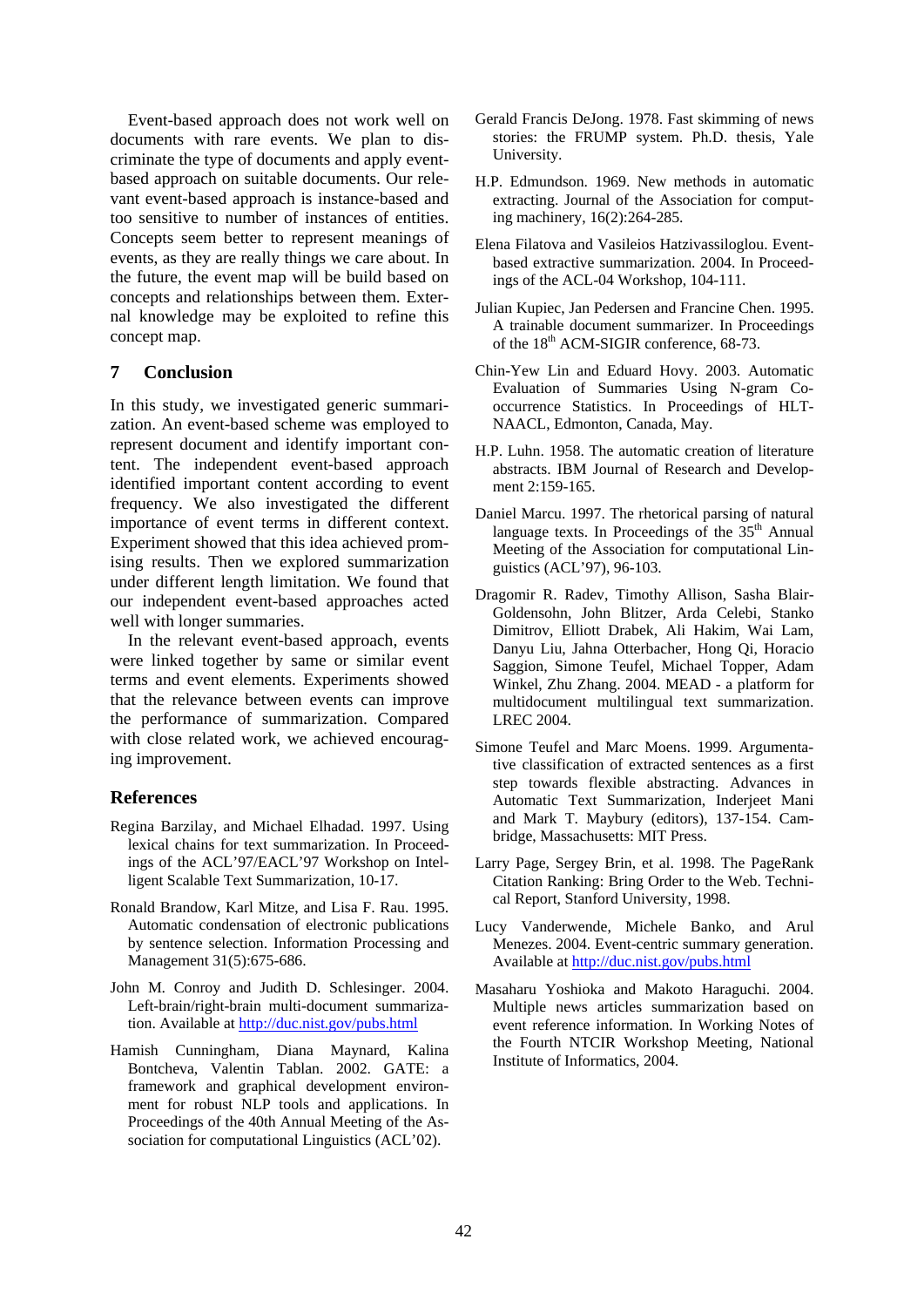Event-based approach does not work well on documents with rare events. We plan to discriminate the type of documents and apply event-based approach on suitable documents. Our relevant event-based approach is instance-based and too sensitive to number of instances of entities. Concepts seem better to represent meanings of events, as they are really things we care about. In the future, the event map will be build based on concepts and relationships between them. External knowledge may be exploited to refine this concept map.

## 7 Conclusion

In this study, we investigated generic summarization. An event-based scheme was employed to represent document and identify important content. The independent event-based approach identified important content according to event frequency. We also investigated the different importance of event terms in different context. Experiment showed that this idea achieved promising results. Then we explored summarization under different length limitation. We found that our independent event-based approaches acted well with longer summaries.

In the relevant event-based approach, events were linked together by same or similar event terms and event elements. Experiments showed that the relevance between events can improve the performance of summarization. Compared with close related work, we achieved encouraging improvement.

## References

Regina Barzilay, and Michael Elhadad. 1997. Using lexical chains for text summarization. In Proceedings of the ACL'97/EACL'97 Workshop on Intelligent Scalable Text Summarization, 10-17.

Ronald Brandow, Karl Mitze, and Lisa F. Rau. 1995. Automatic condensation of electronic publications by sentence selection. Information Processing and Management 31(5):675-686.

John M. Conroy and Judith D. Schlesinger. 2004. Left-brain/right-brain multi-document summarization. Available at http://duc.nist.gov/pubs.html

Hamish Cunningham, Diana Maynard, Kalina Bontcheva, Valentin Tablan. 2002. GATE: a framework and graphical development environment for robust NLP tools and applications. In Proceedings of the 40th Annual Meeting of the Association for computational Linguistics (ACL'02).

Gerald Francis DeJong. 1978. Fast skimming of news stories: the FRUMP system. Ph.D. thesis, Yale University.

H.P. Edmundson. 1969. New methods in automatic extracting. Journal of the Association for computing machinery, 16(2):264-285.

Elena Filatova and Vasileios Hatzivassiloglou. Event-based extractive summarization. 2004. In Proceedings of the ACL-04 Workshop, 104-111.

Julian Kupiec, Jan Pedersen and Francine Chen. 1995. A trainable document summarizer. In Proceedings of the 18th ACM-SIGIR conference, 68-73.

Chin-Yew Lin and Eduard Hovy. 2003. Automatic Evaluation of Summaries Using N-gram Co-occurrence Statistics. In Proceedings of HLT-NAACL, Edmonton, Canada, May.

H.P. Luhn. 1958. The automatic creation of literature abstracts. IBM Journal of Research and Development 2:159-165.

Daniel Marcu. 1997. The rhetorical parsing of natural language texts. In Proceedings of the 35th Annual Meeting of the Association for computational Linguistics (ACL'97), 96-103.

Dragomir R. Radev, Timothy Allison, Sasha Blair-Goldensohn, John Blitzer, Arda Celebi, Stanko Dimitrov, Elliott Drabek, Ali Hakim, Wai Lam, Danyu Liu, Jahna Otterbacher, Hong Qi, Horacio Saggion, Simone Teufel, Michael Topper, Adam Winkel, Zhu Zhang. 2004. MEAD - a platform for multidocument multilingual text summarization. LREC 2004.

Simone Teufel and Marc Moens. 1999. Argumentative classification of extracted sentences as a first step towards flexible abstracting. Advances in Automatic Text Summarization, Inderjeet Mani and Mark T. Maybury (editors), 137-154. Cambridge, Massachusetts: MIT Press.

Larry Page, Sergey Brin, et al. 1998. The PageRank Citation Ranking: Bring Order to the Web. Technical Report, Stanford University, 1998.

Lucy Vanderwende, Michele Banko, and Arul Menezes. 2004. Event-centric summary generation. Available at http://duc.nist.gov/pubs.html

Masaharu Yoshioka and Makoto Haraguchi. 2004. Multiple news articles summarization based on event reference information. In Working Notes of the Fourth NTCIR Workshop Meeting, National Institute of Informatics, 2004.